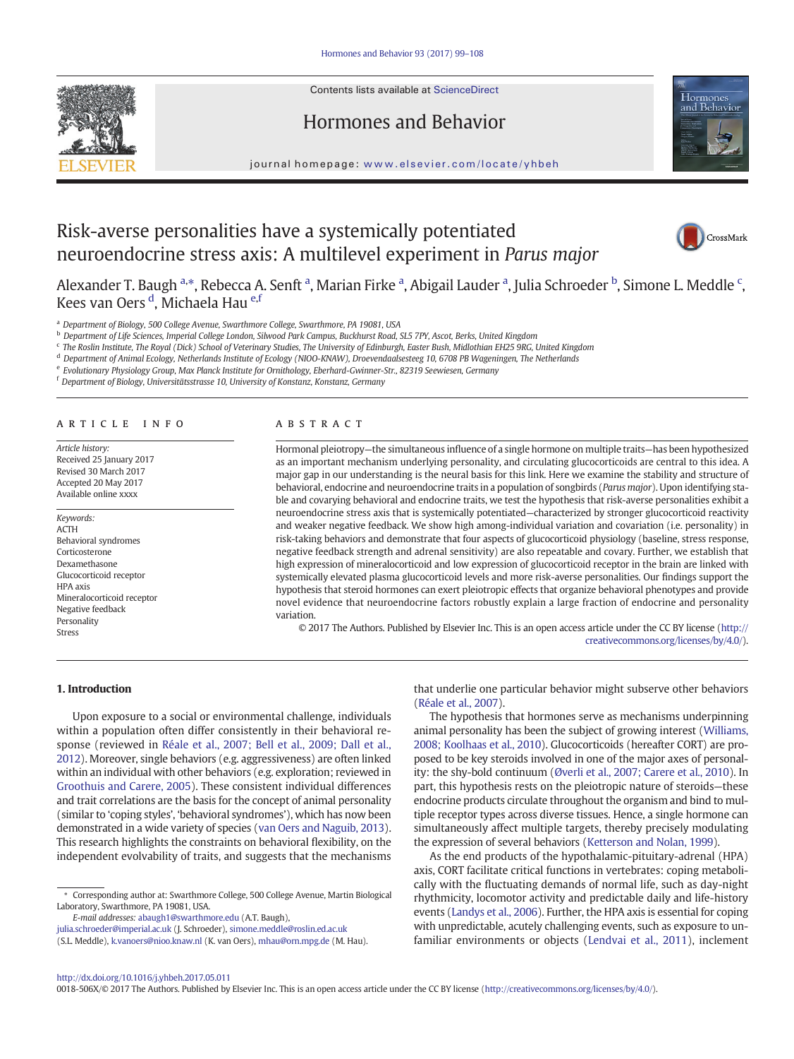# Risk-averse personalities have a systemically potentiated neuroendocrine stress axis: A multilevel experiment in *Parus major*

Alexander T. Baugh [a,*], Rebecca A. Senft [a], Marian Firke [a], Abigail Lauder [a], Julia Schroeder [b], Simone L. Meddle [c], Kees van Oers [d], Michaela Hau [e,f]

[a] Department of Biology, 500 College Avenue, Swarthmore College, Swarthmore, PA 19081, USA
[b] Department of Life Sciences, Imperial College London, Silwood Park Campus, Buckhurst Road, SL5 7PY, Ascot, Berks, United Kingdom
[c] The Roslin Institute, The Royal (Dick) School of Veterinary Studies, The University of Edinburgh, Easter Bush, Midlothian EH25 9RG, United Kingdom
[d] Department of Animal Ecology, Netherlands Institute of Ecology (NIOO-KNAW), Droevendaalsesteeg 10, 6708 PB Wageningen, The Netherlands
[e] Evolutionary Physiology Group, Max Planck Institute for Ornithology, Eberhard-Gwinner-Str., 82319 Seewiesen, Germany
[f] Department of Biology, Universitätsstrasse 10, University of Konstanz, Konstanz, Germany

## ARTICLE INFO

*Article history:*
Received 25 January 2017
Revised 30 March 2017
Accepted 20 May 2017
Available online xxxx

*Keywords:*
ACTH
Behavioral syndromes
Corticosterone
Dexamethasone
Glucocorticoid receptor
HPA axis
Mineralocorticoid receptor
Negative feedback
Personality
Stress

## ABSTRACT

Hormonal pleiotropy—the simultaneous influence of a single hormone on multiple traits—has been hypothesized as an important mechanism underlying personality, and circulating glucocorticoids are central to this idea. A major gap in our understanding is the neural basis for this link. Here we examine the stability and structure of behavioral, endocrine and neuroendocrine traits in a population of songbirds (*Parus major*). Upon identifying stable and covarying behavioral and endocrine traits, we test the hypothesis that risk-averse personalities exhibit a neuroendocrine stress axis that is systemically potentiated—characterized by stronger glucocorticoid reactivity and weaker negative feedback. We show high among-individual variation and covariation (i.e. personality) in risk-taking behaviors and demonstrate that four aspects of glucocorticoid physiology (baseline, stress response, negative feedback strength and adrenal sensitivity) are also repeatable and covary. Further, we establish that high expression of mineralocorticoid and low expression of glucocorticoid receptor in the brain are linked with systemically elevated plasma glucocorticoid levels and more risk-averse personalities. Our findings support the hypothesis that steroid hormones can exert pleiotropic effects that organize behavioral phenotypes and provide novel evidence that neuroendocrine factors robustly explain a large fraction of endocrine and personality variation.

© 2017 The Authors. Published by Elsevier Inc. This is an open access article under the CC BY license (http://creativecommons.org/licenses/by/4.0/).

## 1. Introduction

Upon exposure to a social or environmental challenge, individuals within a population often differ consistently in their behavioral response (reviewed in Réale et al., 2007; Bell et al., 2009; Dall et al., 2012). Moreover, single behaviors (e.g. aggressiveness) are often linked within an individual with other behaviors (e.g. exploration; reviewed in Groothuis and Carere, 2005). These consistent individual differences and trait correlations are the basis for the concept of animal personality (similar to 'coping styles', 'behavioral syndromes'), which has now been demonstrated in a wide variety of species (van Oers and Naguib, 2013). This research highlights the constraints on behavioral flexibility, on the independent evolvability of traits, and suggests that the mechanisms that underlie one particular behavior might subserve other behaviors (Réale et al., 2007).

The hypothesis that hormones serve as mechanisms underpinning animal personality has been the subject of growing interest (Williams, 2008; Koolhaas et al., 2010). Glucocorticoids (hereafter CORT) are proposed to be key steroids involved in one of the major axes of personality: the shy-bold continuum (Øverli et al., 2007; Carere et al., 2010). In part, this hypothesis rests on the pleiotropic nature of steroids—these endocrine products circulate throughout the organism and bind to multiple receptor types across diverse tissues. Hence, a single hormone can simultaneously affect multiple targets, thereby precisely modulating the expression of several behaviors (Ketterson and Nolan, 1999).

As the end products of the hypothalamic-pituitary-adrenal (HPA) axis, CORT facilitate critical functions in vertebrates: coping metabolically with the fluctuating demands of normal life, such as day-night rhythmicity, locomotor activity and predictable daily and life-history events (Landys et al., 2006). Further, the HPA axis is essential for coping with unpredictable, acutely challenging events, such as exposure to unfamiliar environments or objects (Lendvai et al., 2011), inclement

* Corresponding author at: Swarthmore College, 500 College Avenue, Martin Biological Laboratory, Swarthmore, PA 19081, USA.
*E-mail addresses:* abaugh1@swarthmore.edu (A.T. Baugh), julia.schroeder@imperial.ac.uk (J. Schroeder), simone.meddle@roslin.ed.ac.uk (S.L. Meddle), k.vanoers@nioo.knaw.nl (K. van Oers), mhau@orn.mpg.de (M. Hau).

http://dx.doi.org/10.1016/j.yhbeh.2017.05.011
0018-506X/© 2017 The Authors. Published by Elsevier Inc. This is an open access article under the CC BY license (http://creativecommons.org/licenses/by/4.0/).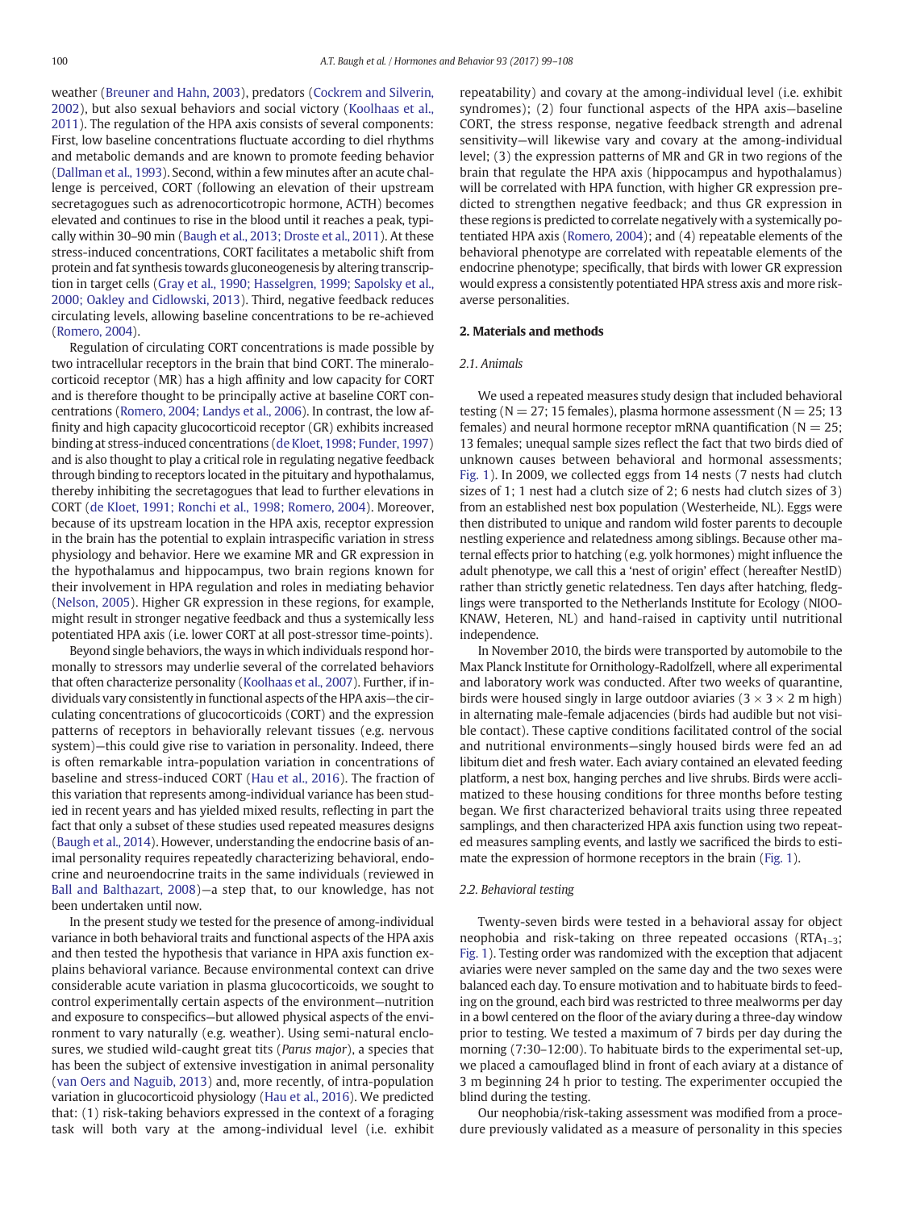weather (Breuner and Hahn, 2003), predators (Cockrem and Silverin, 2002), but also sexual behaviors and social victory (Koolhaas et al., 2011). The regulation of the HPA axis consists of several components: First, low baseline concentrations fluctuate according to diel rhythms and metabolic demands and are known to promote feeding behavior (Dallman et al., 1993). Second, within a few minutes after an acute challenge is perceived, CORT (following an elevation of their upstream secretagogues such as adrenocorticotropic hormone, ACTH) becomes elevated and continues to rise in the blood until it reaches a peak, typically within 30–90 min (Baugh et al., 2013; Droste et al., 2011). At these stress-induced concentrations, CORT facilitates a metabolic shift from protein and fat synthesis towards gluconeogenesis by altering transcription in target cells (Gray et al., 1990; Hasselgren, 1999; Sapolsky et al., 2000; Oakley and Cidlowski, 2013). Third, negative feedback reduces circulating levels, allowing baseline concentrations to be re-achieved (Romero, 2004).

Regulation of circulating CORT concentrations is made possible by two intracellular receptors in the brain that bind CORT. The mineralocorticoid receptor (MR) has a high affinity and low capacity for CORT and is therefore thought to be principally active at baseline CORT concentrations (Romero, 2004; Landys et al., 2006). In contrast, the low affinity and high capacity glucocorticoid receptor (GR) exhibits increased binding at stress-induced concentrations (de Kloet, 1998; Funder, 1997) and is also thought to play a critical role in regulating negative feedback through binding to receptors located in the pituitary and hypothalamus, thereby inhibiting the secretagogues that lead to further elevations in CORT (de Kloet, 1991; Ronchi et al., 1998; Romero, 2004). Moreover, because of its upstream location in the HPA axis, receptor expression in the brain has the potential to explain intraspecific variation in stress physiology and behavior. Here we examine MR and GR expression in the hypothalamus and hippocampus, two brain regions known for their involvement in HPA regulation and roles in mediating behavior (Nelson, 2005). Higher GR expression in these regions, for example, might result in stronger negative feedback and thus a systemically less potentiated HPA axis (i.e. lower CORT at all post-stressor time-points).

Beyond single behaviors, the ways in which individuals respond hormonally to stressors may underlie several of the correlated behaviors that often characterize personality (Koolhaas et al., 2007). Further, if individuals vary consistently in functional aspects of the HPA axis—the circulating concentrations of glucocorticoids (CORT) and the expression patterns of receptors in behaviorally relevant tissues (e.g. nervous system)—this could give rise to variation in personality. Indeed, there is often remarkable intra-population variation in concentrations of baseline and stress-induced CORT (Hau et al., 2016). The fraction of this variation that represents among-individual variance has been studied in recent years and has yielded mixed results, reflecting in part the fact that only a subset of these studies used repeated measures designs (Baugh et al., 2014). However, understanding the endocrine basis of animal personality requires repeatedly characterizing behavioral, endocrine and neuroendocrine traits in the same individuals (reviewed in Ball and Balthazart, 2008)—a step that, to our knowledge, has not been undertaken until now.

In the present study we tested for the presence of among-individual variance in both behavioral traits and functional aspects of the HPA axis and then tested the hypothesis that variance in HPA axis function explains behavioral variance. Because environmental context can drive considerable acute variation in plasma glucocorticoids, we sought to control experimentally certain aspects of the environment—nutrition and exposure to conspecifics—but allowed physical aspects of the environment to vary naturally (e.g. weather). Using semi-natural enclosures, we studied wild-caught great tits (*Parus major*), a species that has been the subject of extensive investigation in animal personality (van Oers and Naguib, 2013) and, more recently, of intra-population variation in glucocorticoid physiology (Hau et al., 2016). We predicted that: (1) risk-taking behaviors expressed in the context of a foraging task will both vary at the among-individual level (i.e. exhibit repeatability) and covary at the among-individual level (i.e. exhibit syndromes); (2) four functional aspects of the HPA axis—baseline CORT, the stress response, negative feedback strength and adrenal sensitivity—will likewise vary and covary at the among-individual level; (3) the expression patterns of MR and GR in two regions of the brain that regulate the HPA axis (hippocampus and hypothalamus) will be correlated with HPA function, with higher GR expression predicted to strengthen negative feedback; and thus GR expression in these regions is predicted to correlate negatively with a systemically potentiated HPA axis (Romero, 2004); and (4) repeatable elements of the behavioral phenotype are correlated with repeatable elements of the endocrine phenotype; specifically, that birds with lower GR expression would express a consistently potentiated HPA stress axis and more risk-averse personalities.

## 2. Materials and methods

### 2.1. Animals

We used a repeated measures study design that included behavioral testing (N = 27; 15 females), plasma hormone assessment (N = 25; 13 females) and neural hormone receptor mRNA quantification (N = 25; 13 females; unequal sample sizes reflect the fact that two birds died of unknown causes between behavioral and hormonal assessments; Fig. 1). In 2009, we collected eggs from 14 nests (7 nests had clutch sizes of 1; 1 nest had a clutch size of 2; 6 nests had clutch sizes of 3) from an established nest box population (Westerheide, NL). Eggs were then distributed to unique and random wild foster parents to decouple nestling experience and relatedness among siblings. Because other maternal effects prior to hatching (e.g. yolk hormones) might influence the adult phenotype, we call this a 'nest of origin' effect (hereafter NestID) rather than strictly genetic relatedness. Ten days after hatching, fledglings were transported to the Netherlands Institute for Ecology (NIOO-KNAW, Heteren, NL) and hand-raised in captivity until nutritional independence.

In November 2010, the birds were transported by automobile to the Max Planck Institute for Ornithology-Radolfzell, where all experimental and laboratory work was conducted. After two weeks of quarantine, birds were housed singly in large outdoor aviaries (3 × 3 × 2 m high) in alternating male-female adjacencies (birds had audible but not visible contact). These captive conditions facilitated control of the social and nutritional environments—singly housed birds were fed an ad libitum diet and fresh water. Each aviary contained an elevated feeding platform, a nest box, hanging perches and live shrubs. Birds were acclimatized to these housing conditions for three months before testing began. We first characterized behavioral traits using three repeated samplings, and then characterized HPA axis function using two repeated measures sampling events, and lastly we sacrificed the birds to estimate the expression of hormone receptors in the brain (Fig. 1).

### 2.2. Behavioral testing

Twenty-seven birds were tested in a behavioral assay for object neophobia and risk-taking on three repeated occasions ($RTA_{1-3}$; Fig. 1). Testing order was randomized with the exception that adjacent aviaries were never sampled on the same day and the two sexes were balanced each day. To ensure motivation and to habituate birds to feeding on the ground, each bird was restricted to three mealworms per day in a bowl centered on the floor of the aviary during a three-day window prior to testing. We tested a maximum of 7 birds per day during the morning (7:30–12:00). To habituate birds to the experimental set-up, we placed a camouflaged blind in front of each aviary at a distance of 3 m beginning 24 h prior to testing. The experimenter occupied the blind during the testing.

Our neophobia/risk-taking assessment was modified from a procedure previously validated as a measure of personality in this species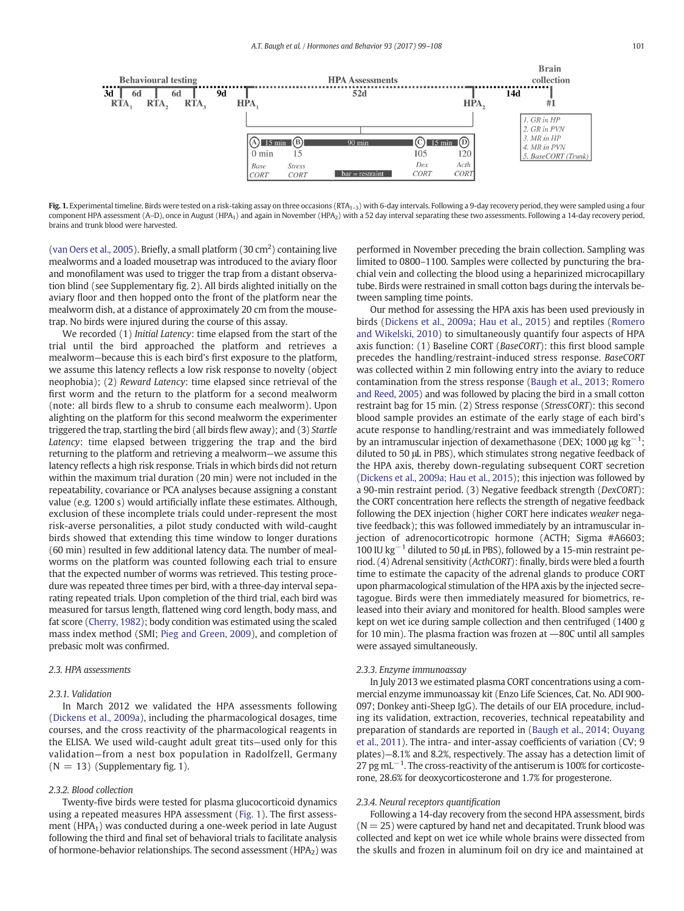Fig. 1. Experimental timeline. Birds were tested on a risk-taking assay on three occasions ($RTA_{1–3}$) with 6-day intervals. Following a 9-day recovery period, they were sampled using a four component HPA assessment (A–D), once in August ($HPA_1$) and again in November ($HPA_2$) with a 52 day interval separating these two assessments. Following a 14-day recovery period, brains and trunk blood were harvested.

(van Oers et al., 2005). Briefly, a small platform (30 $cm^2$) containing live mealworms and a loaded mousetrap was introduced to the aviary floor and monofilament was used to trigger the trap from a distant observation blind (see Supplementary fig. 2). All birds alighted initially on the aviary floor and then hopped onto the front of the platform near the mealworm dish, at a distance of approximately 20 cm from the mousetrap. No birds were injured during the course of this assay.

We recorded (1) *Initial Latency*: time elapsed from the start of the trial until the bird approached the platform and retrieves a mealworm—because this is each bird's first exposure to the platform, we assume this latency reflects a low risk response to novelty (object neophobia); (2) *Reward Latency*: time elapsed since retrieval of the first worm and the return to the platform for a second mealworm (note: all birds flew to a shrub to consume each mealworm). Upon alighting on the platform for this second mealworm the experimenter triggered the trap, startling the bird (all birds flew away); and (3) *Startle Latency*: time elapsed between triggering the trap and the bird returning to the platform and retrieving a mealworm—we assume this latency reflects a high risk response. Trials in which birds did not return within the maximum trial duration (20 min) were not included in the repeatability, covariance or PCA analyses because assigning a constant value (e.g. 1200 s) would artificially inflate these estimates. Although, exclusion of these incomplete trials could under-represent the most risk-averse personalities, a pilot study conducted with wild-caught birds showed that extending this time window to longer durations (60 min) resulted in few additional latency data. The number of mealworms on the platform was counted following each trial to ensure that the expected number of worms was retrieved. This testing procedure was repeated three times per bird, with a three-day interval separating repeated trials. Upon completion of the third trial, each bird was measured for tarsus length, flattened wing cord length, body mass, and fat score (Cherry, 1982); body condition was estimated using the scaled mass index method (SMI; Pieg and Green, 2009), and completion of prebasic molt was confirmed.

### 2.3. HPA assessments

#### 2.3.1. Validation

In March 2012 we validated the HPA assessments following (Dickens et al., 2009a), including the pharmacological dosages, time courses, and the cross reactivity of the pharmacological reagents in the ELISA. We used wild-caught adult great tits—used only for this validation—from a nest box population in Radolfzell, Germany (N = 13) (Supplementary fig. 1).

#### 2.3.2. Blood collection

Twenty-five birds were tested for plasma glucocorticoid dynamics using a repeated measures HPA assessment (Fig. 1). The first assessment ($HPA_1$) was conducted during a one-week period in late August following the third and final set of behavioral trials to facilitate analysis of hormone-behavior relationships. The second assessment ($HPA_2$) was performed in November preceding the brain collection. Sampling was limited to 0800–1100. Samples were collected by puncturing the brachial vein and collecting the blood using a heparinized microcapillary tube. Birds were restrained in small cotton bags during the intervals between sampling time points.

Our method for assessing the HPA axis has been used previously in birds (Dickens et al., 2009a; Hau et al., 2015) and reptiles (Romero and Wikelski, 2010) to simultaneously quantify four aspects of HPA axis function: (1) Baseline CORT (*BaseCORT*): this first blood sample precedes the handling/restraint-induced stress response. *BaseCORT* was collected within 2 min following entry into the aviary to reduce contamination from the stress response (Baugh et al., 2013; Romero and Reed, 2005) and was followed by placing the bird in a small cotton restraint bag for 15 min. (2) Stress response (*StressCORT*): this second blood sample provides an estimate of the early stage of each bird's acute response to handling/restraint and was immediately followed by an intramuscular injection of dexamethasone (DEX; 1000 μg $kg^{-1}$; diluted to 50 μL in PBS), which stimulates strong negative feedback of the HPA axis, thereby down-regulating subsequent CORT secretion (Dickens et al., 2009a; Hau et al., 2015); this injection was followed by a 90-min restraint period. (3) Negative feedback strength (*DexCORT*): the CORT concentration here reflects the strength of negative feedback following the DEX injection (higher CORT here indicates *weaker* negative feedback); this was followed immediately by an intramuscular injection of adrenocorticotropic hormone (ACTH; Sigma #A6603; 100 IU $kg^{-1}$ diluted to 50 μL in PBS), followed by a 15-min restraint period. (4) Adrenal sensitivity (*ActhCORT*): finally, birds were bled a fourth time to estimate the capacity of the adrenal glands to produce CORT upon pharmacological stimulation of the HPA axis by the injected secretagogue. Birds were then immediately measured for biometrics, released into their aviary and monitored for health. Blood samples were kept on wet ice during sample collection and then centrifuged (1400 g for 10 min). The plasma fraction was frozen at —80C until all samples were assayed simultaneously.

#### 2.3.3. Enzyme immunoassay

In July 2013 we estimated plasma CORT concentrations using a commercial enzyme immunoassay kit (Enzo Life Sciences, Cat. No. ADI 900-097; Donkey anti-Sheep IgG). The details of our EIA procedure, including its validation, extraction, recoveries, technical repeatability and preparation of standards are reported in (Baugh et al., 2014; Ouyang et al., 2011). The intra- and inter-assay coefficients of variation (CV; 9 plates)—8.1% and 8.2%, respectively. The assay has a detection limit of 27 pg $mL^{-1}$. The cross-reactivity of the antiserum is 100% for corticosterone, 28.6% for deoxycorticosterone and 1.7% for progesterone.

#### 2.3.4. Neural receptors quantification

Following a 14-day recovery from the second HPA assessment, birds (N = 25) were captured by hand net and decapitated. Trunk blood was collected and kept on wet ice while whole brains were dissected from the skulls and frozen in aluminum foil on dry ice and maintained at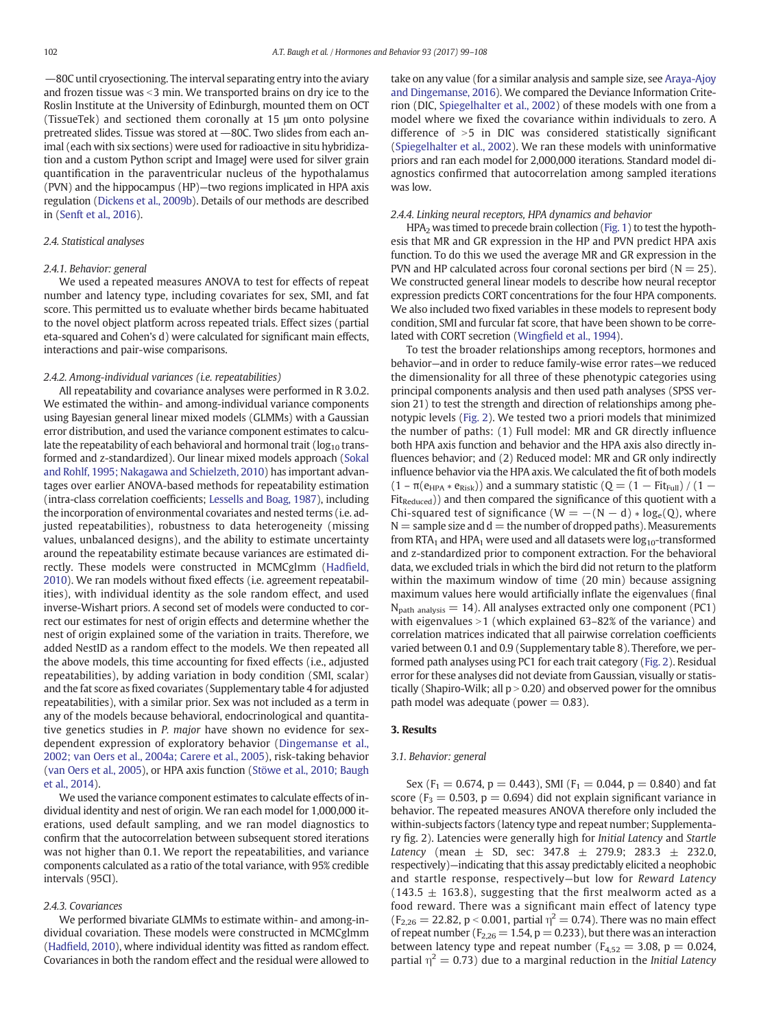—80C until cryosectioning. The interval separating entry into the aviary and frozen tissue was <3 min. We transported brains on dry ice to the Roslin Institute at the University of Edinburgh, mounted them on OCT (TissueTek) and sectioned them coronally at 15 μm onto polysine pretreated slides. Tissue was stored at —80C. Two slides from each animal (each with six sections) were used for radioactive in situ hybridization and a custom Python script and ImageJ were used for silver grain quantification in the paraventricular nucleus of the hypothalamus (PVN) and the hippocampus (HP)—two regions implicated in HPA axis regulation (Dickens et al., 2009b). Details of our methods are described in (Senft et al., 2016).

### 2.4. Statistical analyses

#### 2.4.1. Behavior: general

We used a repeated measures ANOVA to test for effects of repeat number and latency type, including covariates for sex, SMI, and fat score. This permitted us to evaluate whether birds became habituated to the novel object platform across repeated trials. Effect sizes (partial eta-squared and Cohen's d) were calculated for significant main effects, interactions and pair-wise comparisons.

#### 2.4.2. Among-individual variances (i.e. repeatabilities)

All repeatability and covariance analyses were performed in R 3.0.2. We estimated the within- and among-individual variance components using Bayesian general linear mixed models (GLMMs) with a Gaussian error distribution, and used the variance component estimates to calculate the repeatability of each behavioral and hormonal trait ($\log_{10}$ transformed and z-standardized). Our linear mixed models approach (Sokal and Rohlf, 1995; Nakagawa and Schielzeth, 2010) has important advantages over earlier ANOVA-based methods for repeatability estimation (intra-class correlation coefficients; Lessells and Boag, 1987), including the incorporation of environmental covariates and nested terms (i.e. adjusted repeatabilities), robustness to data heterogeneity (missing values, unbalanced designs), and the ability to estimate uncertainty around the repeatability estimate because variances are estimated directly. These models were constructed in MCMCglmm (Hadfield, 2010). We ran models without fixed effects (i.e. agreement repeatabilities), with individual identity as the sole random effect, and used inverse-Wishart priors. A second set of models were conducted to correct our estimates for nest of origin effects and determine whether the nest of origin explained some of the variation in traits. Therefore, we added NestID as a random effect to the models. We then repeated all the above models, this time accounting for fixed effects (i.e., adjusted repeatabilities), by adding variation in body condition (SMI, scalar) and the fat score as fixed covariates (Supplementary table 4 for adjusted repeatabilities), with a similar prior. Sex was not included as a term in any of the models because behavioral, endocrinological and quantitative genetics studies in *P. major* have shown no evidence for sex-dependent expression of exploratory behavior (Dingemanse et al., 2002; van Oers et al., 2004a; Carere et al., 2005), risk-taking behavior (van Oers et al., 2005), or HPA axis function (Stöwe et al., 2010; Baugh et al., 2014).

We used the variance component estimates to calculate effects of individual identity and nest of origin. We ran each model for 1,000,000 iterations, used default sampling, and we ran model diagnostics to confirm that the autocorrelation between subsequent stored iterations was not higher than 0.1. We report the repeatabilities, and variance components calculated as a ratio of the total variance, with 95% credible intervals (95CI).

#### 2.4.3. Covariances

We performed bivariate GLMMs to estimate within- and among-individual covariation. These models were constructed in MCMCglmm (Hadfield, 2010), where individual identity was fitted as random effect. Covariances in both the random effect and the residual were allowed to take on any value (for a similar analysis and sample size, see Araya-Ajoy and Dingemanse, 2016). We compared the Deviance Information Criterion (DIC, Spiegelhalter et al., 2002) of these models with one from a model where we fixed the covariance within individuals to zero. A difference of >5 in DIC was considered statistically significant (Spiegelhalter et al., 2002). We ran these models with uninformative priors and ran each model for 2,000,000 iterations. Standard model diagnostics confirmed that autocorrelation among sampled iterations was low.

#### 2.4.4. Linking neural receptors, HPA dynamics and behavior

$HPA_2$ was timed to precede brain collection (Fig. 1) to test the hypothesis that MR and GR expression in the HP and PVN predict HPA axis function. To do this we used the average MR and GR expression in the PVN and HP calculated across four coronal sections per bird ($N = 25$). We constructed general linear models to describe how neural receptor expression predicts CORT concentrations for the four HPA components. We also included two fixed variables in these models to represent body condition, SMI and furcular fat score, that have been shown to be correlated with CORT secretion (Wingfield et al., 1994).

To test the broader relationships among receptors, hormones and behavior—and in order to reduce family-wise error rates—we reduced the dimensionality for all three of these phenotypic categories using principal components analysis and then used path analyses (SPSS version 21) to test the strength and direction of relationships among phenotypic levels (Fig. 2). We tested two a priori models that minimized the number of paths: (1) Full model: MR and GR directly influence both HPA axis function and behavior and the HPA axis also directly influences behavior; and (2) Reduced model: MR and GR only indirectly influence behavior via the HPA axis. We calculated the fit of both models ($1 - \pi(e_{HPA} * e_{Risk})$) and a summary statistic ($Q = (1 - Fit_{Full}) / (1 - Fit_{Reduced})$) and then compared the significance of this quotient with a Chi-squared test of significance ($W = -(N - d) * \log_e(Q)$, where $N$ = sample size and $d$ = the number of dropped paths). Measurements from $RTA_1$ and $HPA_1$ were used and all datasets were $\log_{10}$-transformed and z-standardized prior to component extraction. For the behavioral data, we excluded trials in which the bird did not return to the platform within the maximum window of time (20 min) because assigning maximum values here would artificially inflate the eigenvalues (final $N_{path\ analysis} = 14$). All analyses extracted only one component (PC1) with eigenvalues >1 (which explained 63–82% of the variance) and correlation matrices indicated that all pairwise correlation coefficients varied between 0.1 and 0.9 (Supplementary table 8). Therefore, we performed path analyses using PC1 for each trait category (Fig. 2). Residual error for these analyses did not deviate from Gaussian, visually or statistically (Shapiro-Wilk; all $p > 0.20$) and observed power for the omnibus path model was adequate (power = 0.83).

## 3. Results

### 3.1. Behavior: general

Sex ($F_1 = 0.674$, $p = 0.443$), SMI ($F_1 = 0.044$, $p = 0.840$) and fat score ($F_3 = 0.503$, $p = 0.694$) did not explain significant variance in behavior. The repeated measures ANOVA therefore only included the within-subjects factors (latency type and repeat number; Supplementary fig. 2). Latencies were generally high for *Initial Latency* and *Startle Latency* (mean ± SD, sec: 347.8 ± 279.9; 283.3 ± 232.0, respectively)—indicating that this assay predictably elicited a neophobic and startle response, respectively—but low for *Reward Latency* (143.5 ± 163.8), suggesting that the first mealworm acted as a food reward. There was a significant main effect of latency type ($F_{2,26} = 22.82$, $p < 0.001$, partial $\eta^2 = 0.74$). There was no main effect of repeat number ($F_{2,26} = 1.54$, $p = 0.233$), but there was an interaction between latency type and repeat number ($F_{4,52} = 3.08$, $p = 0.024$, partial $\eta^2 = 0.73$) due to a marginal reduction in the *Initial Latency*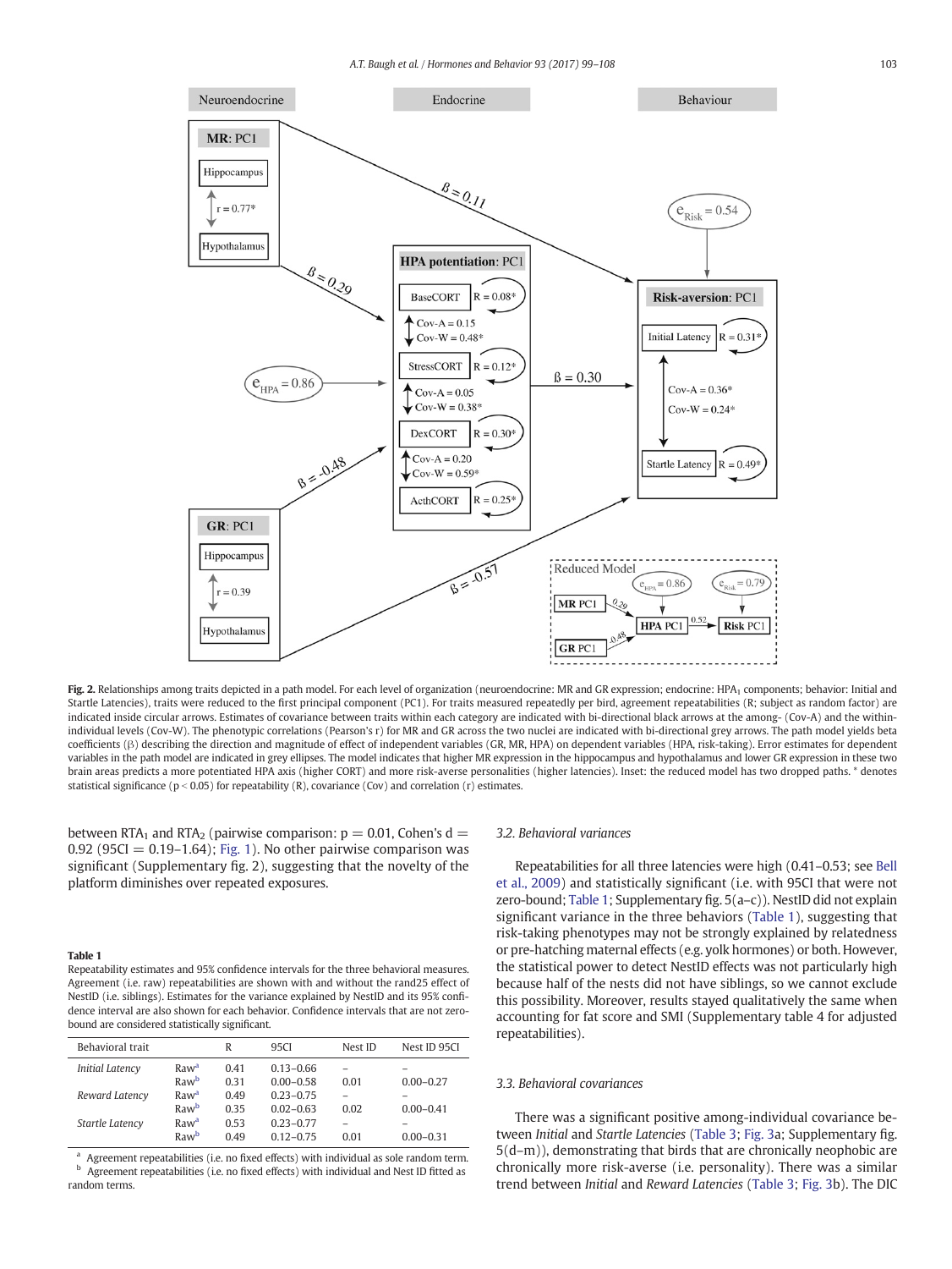Fig. 2. Relationships among traits depicted in a path model. For each level of organization (neuroendocrine: MR and GR expression; endocrine: $HPA_1$ components; behavior: Initial and Startle Latencies), traits were reduced to the first principal component (PC1). For traits measured repeatedly per bird, agreement repeatabilities (R; subject as random factor) are indicated inside circular arrows. Estimates of covariance between traits within each category are indicated with bi-directional black arrows at the among- (Cov-A) and the within-individual levels (Cov-W). The phenotypic correlations (Pearson's r) for MR and GR across the two nuclei are indicated with bi-directional grey arrows. The path model yields beta coefficients (ß) describing the direction and magnitude of effect of independent variables (GR, MR, HPA) on dependent variables (HPA, risk-taking). Error estimates for dependent variables in the path model are indicated in grey ellipses. The model indicates that higher MR expression in the hippocampus and hypothalamus and lower GR expression in these two brain areas predicts a more potentiated HPA axis (higher CORT) and more risk-averse personalities (higher latencies). Inset: the reduced model has two dropped paths. * denotes statistical significance ($p < 0.05$) for repeatability (R), covariance (Cov) and correlation (r) estimates.

between $RTA_1$ and $RTA_2$ (pairwise comparison: p = 0.01, Cohen's d = 0.92 (95CI = 0.19–1.64); Fig. 1). No other pairwise comparison was significant (Supplementary fig. 2), suggesting that the novelty of the platform diminishes over repeated exposures.

**Table 1**
Repeatability estimates and 95% confidence intervals for the three behavioral measures. Agreement (i.e. raw) repeatabilities are shown with and without the rand25 effect of NestID (i.e. siblings). Estimates for the variance explained by NestID and its 95% confidence interval are also shown for each behavior. Confidence intervals that are not zero-bound are considered statistically significant.

| Behavioral trait | | R | 95CI | Nest ID | Nest ID 95CI |
|---|---|---|---|---|---|
| *Initial Latency* | Raw[a] | 0.41 | 0.13–0.66 | – | – |
| | Raw[b] | 0.31 | 0.00–0.58 | 0.01 | 0.00–0.27 |
| *Reward Latency* | Raw[a] | 0.49 | 0.23–0.75 | – | – |
| | Raw[b] | 0.35 | 0.02–0.63 | 0.02 | 0.00–0.41 |
| *Startle Latency* | Raw[a] | 0.53 | 0.23–0.77 | – | – |
| | Raw[b] | 0.49 | 0.12–0.75 | 0.01 | 0.00–0.31 |

[a] Agreement repeatabilities (i.e. no fixed effects) with individual as sole random term.
[b] Agreement repeatabilities (i.e. no fixed effects) with individual and Nest ID fitted as random terms.

### 3.2. Behavioral variances

Repeatabilities for all three latencies were high (0.41–0.53; see Bell et al., 2009) and statistically significant (i.e. with 95CI that were not zero-bound; Table 1; Supplementary fig. 5(a–c)). NestID did not explain significant variance in the three behaviors (Table 1), suggesting that risk-taking phenotypes may not be strongly explained by relatedness or pre-hatching maternal effects (e.g. yolk hormones) or both. However, the statistical power to detect NestID effects was not particularly high because half of the nests did not have siblings, so we cannot exclude this possibility. Moreover, results stayed qualitatively the same when accounting for fat score and SMI (Supplementary table 4 for adjusted repeatabilities).

### 3.3. Behavioral covariances

There was a significant positive among-individual covariance between *Initial* and *Startle Latencies* (Table 3; Fig. 3a; Supplementary fig. 5(d–m)), demonstrating that birds that are chronically neophobic are chronically more risk-averse (i.e. personality). There was a similar trend between *Initial* and *Reward Latencies* (Table 3; Fig. 3b). The DIC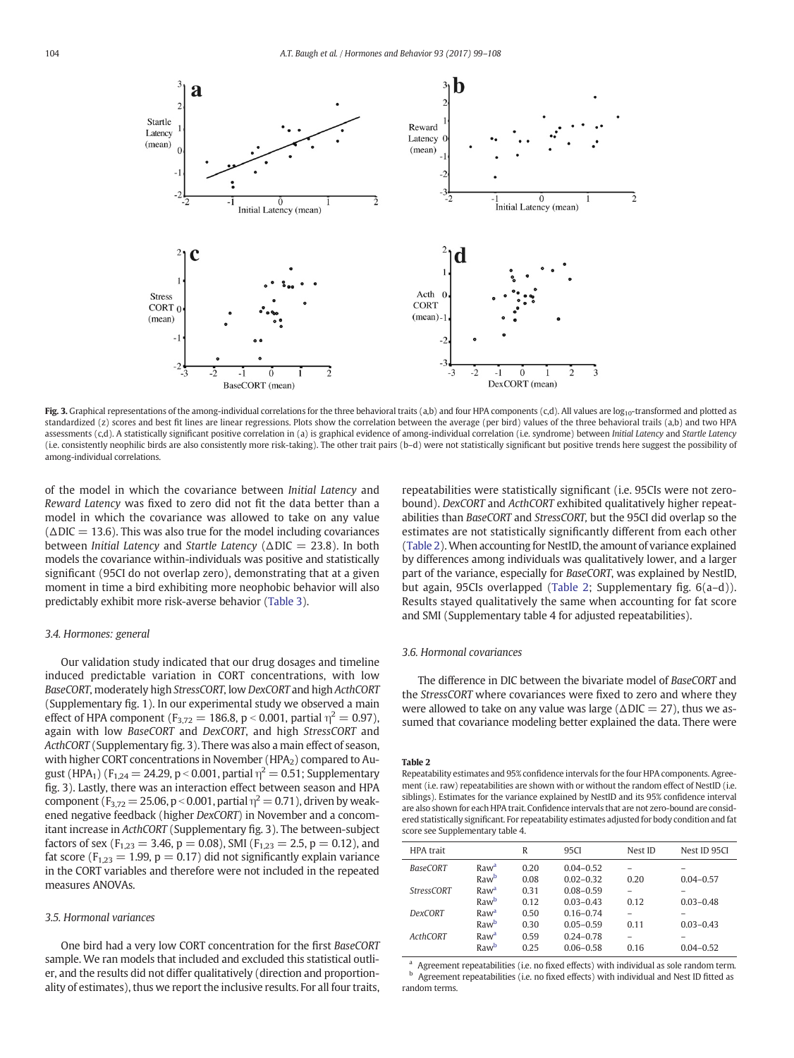**Fig. 3.** Graphical representations of the among-individual correlations for the three behavioral traits (a,b) and four HPA components (c,d). All values are $\log_{10}$-transformed and plotted as standardized (z) scores and best fit lines are linear regressions. Plots show the correlation between the average (per bird) values of the three behavioral trails (a,b) and two HPA assessments (c,d). A statistically significant positive correlation in (a) is graphical evidence of among-individual correlation (i.e. syndrome) between *Initial Latency* and *Startle Latency* (i.e. consistently neophilic birds are also consistently more risk-taking). The other trait pairs (b–d) were not statistically significant but positive trends here suggest the possibility of among-individual correlations.

of the model in which the covariance between *Initial Latency* and *Reward Latency* was fixed to zero did not fit the data better than a model in which the covariance was allowed to take on any value ($\Delta DIC = 13.6$). This was also true for the model including covariances between *Initial Latency* and *Startle Latency* ($\Delta DIC = 23.8$). In both models the covariance within-individuals was positive and statistically significant (95CI do not overlap zero), demonstrating that at a given moment in time a bird exhibiting more neophobic behavior will also predictably exhibit more risk-averse behavior (Table 3).

### 3.4. Hormones: general

Our validation study indicated that our drug dosages and timeline induced predictable variation in CORT concentrations, with low *BaseCORT*, moderately high *StressCORT*, low *DexCORT* and high *ActhCORT* (Supplementary fig. 1). In our experimental study we observed a main effect of HPA component ($F_{3,72} = 186.8$, $p < 0.001$, partial $\eta^2 = 0.97$), again with low *BaseCORT* and *DexCORT*, and high *StressCORT* and *ActhCORT* (Supplementary fig. 3). There was also a main effect of season, with higher CORT concentrations in November ($HPA_2$) compared to August ($HPA_1$) ($F_{1,24} = 24.29$, $p < 0.001$, partial $\eta^2 = 0.51$; Supplementary fig. 3). Lastly, there was an interaction effect between season and HPA component ($F_{3,72} = 25.06$, $p < 0.001$, partial $\eta^2 = 0.71$), driven by weakened negative feedback (higher *DexCORT*) in November and a concomitant increase in *ActhCORT* (Supplementary fig. 3). The between-subject factors of sex ($F_{1,23} = 3.46$, $p = 0.08$), SMI ($F_{1,23} = 2.5$, $p = 0.12$), and fat score ($F_{1,23} = 1.99$, $p = 0.17$) did not significantly explain variance in the CORT variables and therefore were not included in the repeated measures ANOVAs.

### 3.5. Hormonal variances

One bird had a very low CORT concentration for the first *BaseCORT* sample. We ran models that included and excluded this statistical outlier, and the results did not differ qualitatively (direction and proportionality of estimates), thus we report the inclusive results. For all four traits, repeatabilities were statistically significant (i.e. 95CIs were not zero-bound). *DexCORT* and *ActhCORT* exhibited qualitatively higher repeatabilities than *BaseCORT* and *StressCORT*, but the 95CI did overlap so the estimates are not statistically significantly different from each other (Table 2). When accounting for NestID, the amount of variance explained by differences among individuals was qualitatively lower, and a larger part of the variance, especially for *BaseCORT*, was explained by NestID, but again, 95CIs overlapped (Table 2; Supplementary fig. 6(a–d)). Results stayed qualitatively the same when accounting for fat score and SMI (Supplementary table 4 for adjusted repeatabilities).

### 3.6. Hormonal covariances

The difference in DIC between the bivariate model of *BaseCORT* and the *StressCORT* where covariances were fixed to zero and where they were allowed to take on any value was large ($\Delta DIC = 27$), thus we assumed that covariance modeling better explained the data. There were

**Table 2**
Repeatability estimates and 95% confidence intervals for the four HPA components. Agreement (i.e. raw) repeatabilities are shown with or without the random effect of NestID (i.e. siblings). Estimates for the variance explained by NestID and its 95% confidence interval are also shown for each HPA trait. Confidence intervals that are not zero-bound are considered statistically significant. For repeatability estimates adjusted for body condition and fat score see Supplementary table 4.

| HPA trait | | R | 95CI | Nest ID | Nest ID 95CI |
|---|---|---|---|---|---|
| *BaseCORT* | Raw[a] | 0.20 | 0.04–0.52 | – | – |
| | Raw[b] | 0.08 | 0.02–0.32 | 0.20 | 0.04–0.57 |
| *StressCORT* | Raw[a] | 0.31 | 0.08–0.59 | – | – |
| | Raw[b] | 0.12 | 0.03–0.43 | 0.12 | 0.03–0.48 |
| *DexCORT* | Raw[a] | 0.50 | 0.16–0.74 | – | – |
| | Raw[b] | 0.30 | 0.05–0.59 | 0.11 | 0.03–0.43 |
| *ActhCORT* | Raw[a] | 0.59 | 0.24–0.78 | – | – |
| | Raw[b] | 0.25 | 0.06–0.58 | 0.16 | 0.04–0.52 |

[a] Agreement repeatabilities (i.e. no fixed effects) with individual as sole random term.
[b] Agreement repeatabilities (i.e. no fixed effects) with individual and Nest ID fitted as random terms.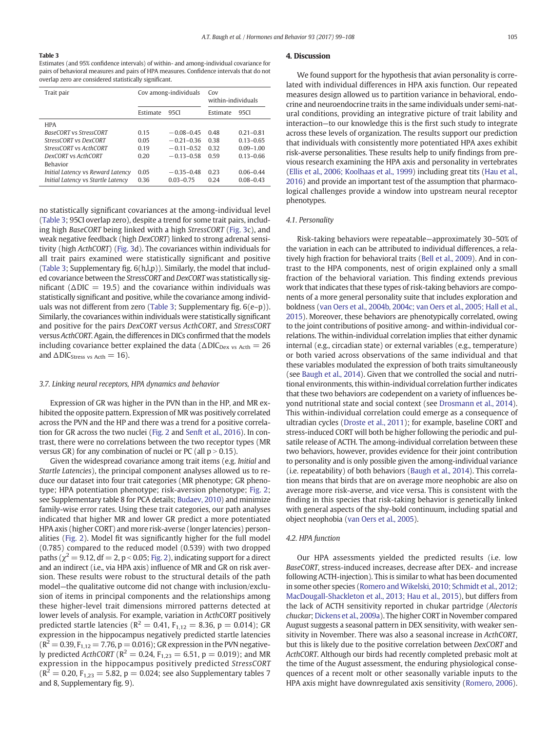**Table 3**
Estimates (and 95% confidence intervals) of within- and among-individual covariance for pairs of behavioral measures and pairs of HPA measures. Confidence intervals that do not overlap zero are considered statistically significant.

| Trait pair | Cov among-individuals | | Cov within-individuals | |
|---|---|---|---|---|
| | Estimate | 95CI | Estimate | 95CI |
| HPA | | | | |
| *BaseCORT* vs *StressCORT* | 0.15 | −0.08–0.45 | 0.48 | 0.21–0.81 |
| *StressCORT* vs *DexCORT* | 0.05 | −0.21–0.36 | 0.38 | 0.13–0.65 |
| *StressCORT* vs *ActhCORT* | 0.19 | −0.11–0.52 | 0.32 | 0.09–1.00 |
| *DexCORT* vs *ActhCORT* | 0.20 | −0.13–0.58 | 0.59 | 0.13–0.66 |
| Behavior | | | | |
| *Initial Latency* vs *Reward Latency* | 0.05 | −0.35–0.48 | 0.23 | 0.06–0.44 |
| *Initial Latency* vs *Startle Latency* | 0.36 | 0.03–0.75 | 0.24 | 0.08–0.43 |

no statistically significant covariances at the among-individual level (Table 3; 95CI overlap zero), despite a trend for some trait pairs, including high *BaseCORT* being linked with a high *StressCORT* (Fig. 3c), and weak negative feedback (high *DexCORT*) linked to strong adrenal sensitivity (high *ActhCORT*) (Fig. 3d). The covariances within individuals for all trait pairs examined were statistically significant and positive (Table 3; Supplementary fig. 6(h,l,p)). Similarly, the model that included covariance between the *StressCORT* and *DexCORT* was statistically significant ($\Delta$DIC = 19.5) and the covariance within individuals was statistically significant and positive, while the covariance among individuals was not different from zero (Table 3; Supplementary fig. 6(e–p)). Similarly, the covariances within individuals were statistically significant and positive for the pairs *DexCORT* versus *ActhCORT*, and *StressCORT* versus *ActhCORT*. Again, the differences in DICs confirmed that the models including covariance better explained the data ($\Delta DIC_{Dex\ vs\ Acth} = 26$ and $\Delta DIC_{Stress\ vs\ Acth} = 16$).

### 3.7. Linking neural receptors, HPA dynamics and behavior

Expression of GR was higher in the PVN than in the HP, and MR exhibited the opposite pattern. Expression of MR was positively correlated across the PVN and the HP and there was a trend for a positive correlation for GR across the two nuclei (Fig. 2 and Senft et al., 2016). In contrast, there were no correlations between the two receptor types (MR versus GR) for any combination of nuclei or PC (all $p > 0.15$).

Given the widespread covariance among trait items (e.g. *Initial* and *Startle Latencies*), the principal component analyses allowed us to reduce our dataset into four trait categories (MR phenotype; GR phenotype; HPA potentiation phenotype; risk-aversion phenotype; Fig. 2; see Supplementary table 8 for PCA details; Budaev, 2010) and minimize family-wise error rates. Using these trait categories, our path analyses indicated that higher MR and lower GR predict a more potentiated HPA axis (higher CORT) and more risk-averse (longer latencies) personalities (Fig. 2). Model fit was significantly higher for the full model (0.785) compared to the reduced model (0.539) with two dropped paths ($\chi^2 = 9.12$, df = 2, $p < 0.05$; Fig. 2), indicating support for a direct and an indirect (i.e., via HPA axis) influence of MR and GR on risk aversion. These results were robust to the structural details of the path model—the qualitative outcome did not change with inclusion/exclusion of items in principal components and the relationships among these higher-level trait dimensions mirrored patterns detected at lower levels of analysis. For example, variation in *ActhCORT* positively predicted startle latencies ($R^2 = 0.41$, $F_{1,12} = 8.36$, $p = 0.014$); GR expression in the hippocampus negatively predicted startle latencies ($R^2 = 0.39$, $F_{1,12} = 7.76$, $p = 0.016$); GR expression in the PVN negatively predicted *ActhCORT* ($R^2 = 0.24$, $F_{1,23} = 6.51$, $p = 0.019$); and MR expression in the hippocampus positively predicted *StressCORT* ($R^2 = 0.20$, $F_{1,23} = 5.82$, $p = 0.024$; see also Supplementary tables 7 and 8, Supplementary fig. 9).

## 4. Discussion

We found support for the hypothesis that avian personality is correlated with individual differences in HPA axis function. Our repeated measures design allowed us to partition variance in behavioral, endocrine and neuroendocrine traits in the same individuals under semi-natural conditions, providing an integrative picture of trait lability and interaction—to our knowledge this is the first such study to integrate across these levels of organization. The results support our prediction that individuals with consistently more potentiated HPA axes exhibit risk-averse personalities. These results help to unify findings from previous research examining the HPA axis and personality in vertebrates (Ellis et al., 2006; Koolhaas et al., 1999) including great tits (Hau et al., 2016) and provide an important test of the assumption that pharmacological challenges provide a window into upstream neural receptor phenotypes.

### 4.1. Personality

Risk-taking behaviors were repeatable—approximately 30–50% of the variation in each can be attributed to individual differences, a relatively high fraction for behavioral traits (Bell et al., 2009). And in contrast to the HPA components, nest of origin explained only a small fraction of the behavioral variation. This finding extends previous work that indicates that these types of risk-taking behaviors are components of a more general personality suite that includes exploration and boldness (van Oers et al., 2004b, 2004c; van Oers et al., 2005; Hall et al., 2015). Moreover, these behaviors are phenotypically correlated, owing to the joint contributions of positive among- and within-individual correlations. The within-individual correlation implies that either dynamic internal (e.g., circadian state) or external variables (e.g., temperature) or both varied across observations of the same individual and that these variables modulated the expression of both traits simultaneously (see Baugh et al., 2014). Given that we controlled the social and nutritional environments, this within-individual correlation further indicates that these two behaviors are codependent on a variety of influences beyond nutritional state and social context (see Drosmann et al., 2014). This within-individual correlation could emerge as a consequence of ultradian cycles (Droste et al., 2011); for example, baseline CORT and stress-induced CORT will both be higher following the periodic and pulsatile release of ACTH. The among-individual correlation between these two behaviors, however, provides evidence for their joint contribution to personality and is only possible given the among-individual variance (i.e. repeatability) of both behaviors (Baugh et al., 2014). This correlation means that birds that are on average more neophobic are also on average more risk-averse, and vice versa. This is consistent with the finding in this species that risk-taking behavior is genetically linked with general aspects of the shy-bold continuum, including spatial and object neophobia (van Oers et al., 2005).

### 4.2. HPA function

Our HPA assessments yielded the predicted results (i.e. low *BaseCORT*, stress-induced increases, decrease after DEX- and increase following ACTH-injection). This is similar to what has been documented in some other species (Romero and Wikelski, 2010; Schmidt et al., 2012; MacDougall-Shackleton et al., 2013; Hau et al., 2015), but differs from the lack of ACTH sensitivity reported in chukar partridge (*Alectoris chuckar*; Dickens et al., 2009a). The higher CORT in November compared August suggests a seasonal pattern in DEX sensitivity, with weaker sensitivity in November. There was also a seasonal increase in *ActhCORT*, but this is likely due to the positive correlation between *DexCORT* and *ActhCORT*. Although our birds had recently completed prebasic molt at the time of the August assessment, the enduring physiological consequences of a recent molt or other seasonally variable inputs to the HPA axis might have downregulated axis sensitivity (Romero, 2006).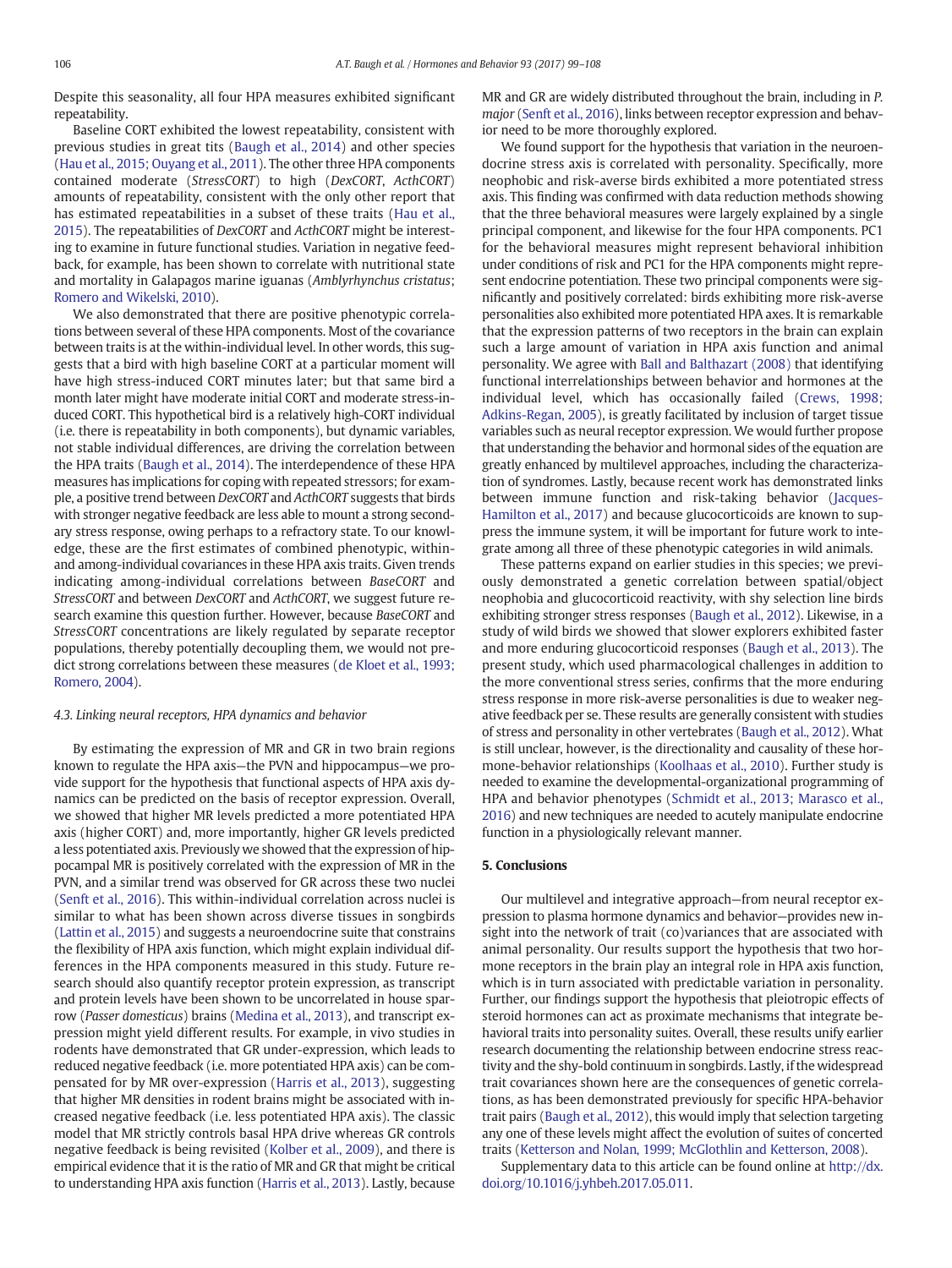Despite this seasonality, all four HPA measures exhibited significant repeatability.

Baseline CORT exhibited the lowest repeatability, consistent with previous studies in great tits (Baugh et al., 2014) and other species (Hau et al., 2015; Ouyang et al., 2011). The other three HPA components contained moderate (*StressCORT*) to high (*DexCORT*, *ActhCORT*) amounts of repeatability, consistent with the only other report that has estimated repeatabilities in a subset of these traits (Hau et al., 2015). The repeatabilities of *DexCORT* and *ActhCORT* might be interesting to examine in future functional studies. Variation in negative feedback, for example, has been shown to correlate with nutritional state and mortality in Galapagos marine iguanas (*Amblyrhynchus cristatus*; Romero and Wikelski, 2010).

We also demonstrated that there are positive phenotypic correlations between several of these HPA components. Most of the covariance between traits is at the within-individual level. In other words, this suggests that a bird with high baseline CORT at a particular moment will have high stress-induced CORT minutes later; but that same bird a month later might have moderate initial CORT and moderate stress-induced CORT. This hypothetical bird is a relatively high-CORT individual (i.e. there is repeatability in both components), but dynamic variables, not stable individual differences, are driving the correlation between the HPA traits (Baugh et al., 2014). The interdependence of these HPA measures has implications for coping with repeated stressors; for example, a positive trend between *DexCORT* and *ActhCORT* suggests that birds with stronger negative feedback are less able to mount a strong secondary stress response, owing perhaps to a refractory state. To our knowledge, these are the first estimates of combined phenotypic, within- and among-individual covariances in these HPA axis traits. Given trends indicating among-individual correlations between *BaseCORT* and *StressCORT* and between *DexCORT* and *ActhCORT*, we suggest future research examine this question further. However, because *BaseCORT* and *StressCORT* concentrations are likely regulated by separate receptor populations, thereby potentially decoupling them, we would not predict strong correlations between these measures (de Kloet et al., 1993; Romero, 2004).

### 4.3. Linking neural receptors, HPA dynamics and behavior

By estimating the expression of MR and GR in two brain regions known to regulate the HPA axis—the PVN and hippocampus—we provide support for the hypothesis that functional aspects of HPA axis dynamics can be predicted on the basis of receptor expression. Overall, we showed that higher MR levels predicted a more potentiated HPA axis (higher CORT) and, more importantly, higher GR levels predicted a less potentiated axis. Previously we showed that the expression of hippocampal MR is positively correlated with the expression of MR in the PVN, and a similar trend was observed for GR across these two nuclei (Senft et al., 2016). This within-individual correlation across nuclei is similar to what has been shown across diverse tissues in songbirds (Lattin et al., 2015) and suggests a neuroendocrine suite that constrains the flexibility of HPA axis function, which might explain individual differences in the HPA components measured in this study. Future research should also quantify receptor protein expression, as transcript and protein levels have been shown to be uncorrelated in house sparrow (*Passer domesticus*) brains (Medina et al., 2013), and transcript expression might yield different results. For example, in vivo studies in rodents have demonstrated that GR under-expression, which leads to reduced negative feedback (i.e. more potentiated HPA axis) can be compensated for by MR over-expression (Harris et al., 2013), suggesting that higher MR densities in rodent brains might be associated with increased negative feedback (i.e. less potentiated HPA axis). The classic model that MR strictly controls basal HPA drive whereas GR controls negative feedback is being revisited (Kolber et al., 2009), and there is empirical evidence that it is the ratio of MR and GR that might be critical to understanding HPA axis function (Harris et al., 2013). Lastly, because MR and GR are widely distributed throughout the brain, including in *P. major* (Senft et al., 2016), links between receptor expression and behavior need to be more thoroughly explored.

We found support for the hypothesis that variation in the neuroendocrine stress axis is correlated with personality. Specifically, more neophobic and risk-averse birds exhibited a more potentiated stress axis. This finding was confirmed with data reduction methods showing that the three behavioral measures were largely explained by a single principal component, and likewise for the four HPA components. PC1 for the behavioral measures might represent behavioral inhibition under conditions of risk and PC1 for the HPA components might represent endocrine potentiation. These two principal components were significantly and positively correlated: birds exhibiting more risk-averse personalities also exhibited more potentiated HPA axes. It is remarkable that the expression patterns of two receptors in the brain can explain such a large amount of variation in HPA axis function and animal personality. We agree with Ball and Balthazart (2008) that identifying functional interrelationships between behavior and hormones at the individual level, which has occasionally failed (Crews, 1998; Adkins-Regan, 2005), is greatly facilitated by inclusion of target tissue variables such as neural receptor expression. We would further propose that understanding the behavior and hormonal sides of the equation are greatly enhanced by multilevel approaches, including the characterization of syndromes. Lastly, because recent work has demonstrated links between immune function and risk-taking behavior (Jacques-Hamilton et al., 2017) and because glucocorticoids are known to suppress the immune system, it will be important for future work to integrate among all three of these phenotypic categories in wild animals.

These patterns expand on earlier studies in this species; we previously demonstrated a genetic correlation between spatial/object neophobia and glucocorticoid reactivity, with shy selection line birds exhibiting stronger stress responses (Baugh et al., 2012). Likewise, in a study of wild birds we showed that slower explorers exhibited faster and more enduring glucocorticoid responses (Baugh et al., 2013). The present study, which used pharmacological challenges in addition to the more conventional stress series, confirms that the more enduring stress response in more risk-averse personalities is due to weaker negative feedback per se. These results are generally consistent with studies of stress and personality in other vertebrates (Baugh et al., 2012). What is still unclear, however, is the directionality and causality of these hormone-behavior relationships (Koolhaas et al., 2010). Further study is needed to examine the developmental-organizational programming of HPA and behavior phenotypes (Schmidt et al., 2013; Marasco et al., 2016) and new techniques are needed to acutely manipulate endocrine function in a physiologically relevant manner.

## 5. Conclusions

Our multilevel and integrative approach—from neural receptor expression to plasma hormone dynamics and behavior—provides new insight into the network of trait (co)variances that are associated with animal personality. Our results support the hypothesis that two hormone receptors in the brain play an integral role in HPA axis function, which is in turn associated with predictable variation in personality. Further, our findings support the hypothesis that pleiotropic effects of steroid hormones can act as proximate mechanisms that integrate behavioral traits into personality suites. Overall, these results unify earlier research documenting the relationship between endocrine stress reactivity and the shy-bold continuum in songbirds. Lastly, if the widespread trait covariances shown here are the consequences of genetic correlations, as has been demonstrated previously for specific HPA-behavior trait pairs (Baugh et al., 2012), this would imply that selection targeting any one of these levels might affect the evolution of suites of concerted traits (Ketterson and Nolan, 1999; McGlothlin and Ketterson, 2008).

Supplementary data to this article can be found online at http://dx.doi.org/10.1016/j.yhbeh.2017.05.011.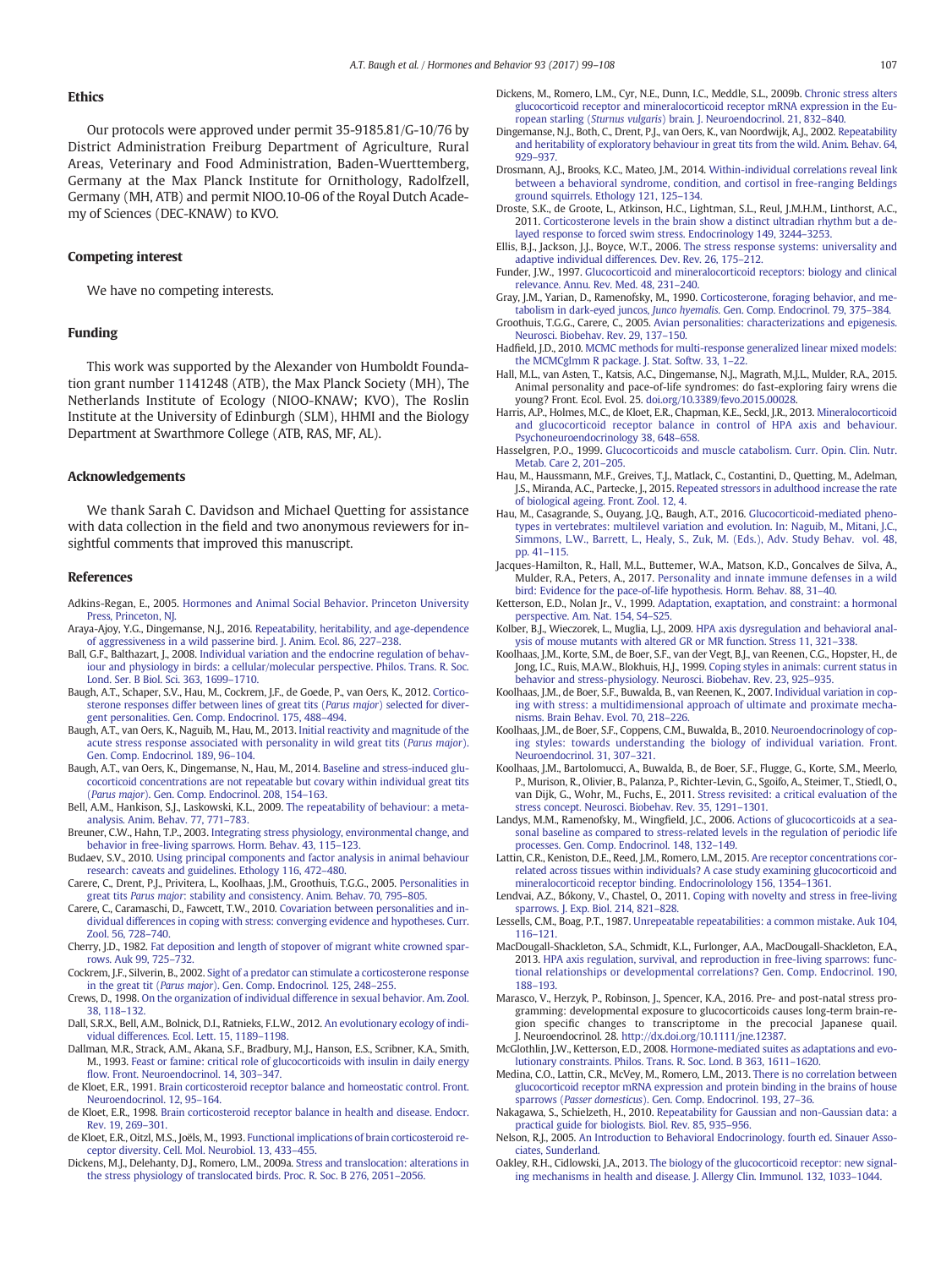## Ethics

Our protocols were approved under permit 35-9185.81/G-10/76 by District Administration Freiburg Department of Agriculture, Rural Areas, Veterinary and Food Administration, Baden-Wuerttemberg, Germany at the Max Planck Institute for Ornithology, Radolfzell, Germany (MH, ATB) and permit NIOO.10-06 of the Royal Dutch Academy of Sciences (DEC-KNAW) to KVO.

## Competing interest

We have no competing interests.

## Funding

This work was supported by the Alexander von Humboldt Foundation grant number 1141248 (ATB), the Max Planck Society (MH), The Netherlands Institute of Ecology (NIOO-KNAW; KVO), The Roslin Institute at the University of Edinburgh (SLM), HHMI and the Biology Department at Swarthmore College (ATB, RAS, MF, AL).

## Acknowledgements

We thank Sarah C. Davidson and Michael Quetting for assistance with data collection in the field and two anonymous reviewers for insightful comments that improved this manuscript.

## References

Adkins-Regan, E., 2005. Hormones and Animal Social Behavior. Princeton University Press, Princeton, NJ.

Araya-Ajoy, Y.G., Dingemanse, N.J., 2016. Repeatability, heritability, and age-dependence of aggressiveness in a wild passerine bird. J. Anim. Ecol. 86, 227–238.

Ball, G.F., Balthazart, J., 2008. Individual variation and the endocrine regulation of behaviour and physiology in birds: a cellular/molecular perspective. Philos. Trans. R. Soc. Lond. Ser. B Biol. Sci. 363, 1699–1710.

Baugh, A.T., Schaper, S.V., Hau, M., Cockrem, J.F., de Goede, P., van Oers, K., 2012. Corticosterone responses differ between lines of great tits (*Parus major*) selected for divergent personalities. Gen. Comp. Endocrinol. 175, 488–494.

Baugh, A.T., van Oers, K., Naguib, M., Hau, M., 2013. Initial reactivity and magnitude of the acute stress response associated with personality in wild great tits (*Parus major*). Gen. Comp. Endocrinol. 189, 96–104.

Baugh, A.T., van Oers, K., Dingemanse, N., Hau, M., 2014. Baseline and stress-induced glucocorticoid concentrations are not repeatable but covary within individual great tits (*Parus major*). Gen. Comp. Endocrinol. 208, 154–163.

Bell, A.M., Hankison, S.J., Laskowski, K.L., 2009. The repeatability of behaviour: a meta-analysis. Anim. Behav. 77, 771–783.

Breuner, C.W., Hahn, T.P., 2003. Integrating stress physiology, environmental change, and behavior in free-living sparrows. Horm. Behav. 43, 115–123.

Budaev, S.V., 2010. Using principal components and factor analysis in animal behaviour research: caveats and guidelines. Ethology 116, 472–480.

Carere, C., Drent, P.J., Privitera, L., Koolhaas, J.M., Groothuis, T.G.G., 2005. Personalities in great tits *Parus major*: stability and consistency. Anim. Behav. 70, 795–805.

Carere, C., Caramaschi, D., Fawcett, T.W., 2010. Covariation between personalities and individual differences in coping with stress: converging evidence and hypotheses. Curr. Zool. 56, 728–740.

Cherry, J.D., 1982. Fat deposition and length of stopover of migrant white crowned sparrows. Auk 99, 725–732.

Cockrem, J.F., Silverin, B., 2002. Sight of a predator can stimulate a corticosterone response in the great tit (*Parus major*). Gen. Comp. Endocrinol. 125, 248–255.

Crews, D., 1998. On the organization of individual difference in sexual behavior. Am. Zool. 38, 118–132.

Dall, S.R.X., Bell, A.M., Bolnick, D.I., Ratnieks, F.L.W., 2012. An evolutionary ecology of individual differences. Ecol. Lett. 15, 1189–1198.

Dallman, M.R., Strack, A.M., Akana, S.F., Bradbury, M.J., Hanson, E.S., Scribner, K.A., Smith, M., 1993. Feast or famine: critical role of glucocorticoids with insulin in daily energy flow. Front. Neuroendocrinol. 14, 303–347.

de Kloet, E.R., 1991. Brain corticosteroid receptor balance and homeostatic control. Front. Neuroendocrinol. 12, 95–164.

de Kloet, E.R., 1998. Brain corticosteroid receptor balance in health and disease. Endocr. Rev. 19, 269–301.

de Kloet, E.R., Oitzl, M.S., Joëls, M., 1993. Functional implications of brain corticosteroid receptor diversity. Cell. Mol. Neurobiol. 13, 433–455.

Dickens, M.J., Delehanty, D.J., Romero, L.M., 2009a. Stress and translocation: alterations in the stress physiology of translocated birds. Proc. R. Soc. B 276, 2051–2056.

Dickens, M., Romero, L.M., Cyr, N.E., Dunn, I.C., Meddle, S.L., 2009b. Chronic stress alters glucocorticoid receptor and mineralocorticoid receptor mRNA expression in the European starling (*Sturnus vulgaris*) brain. J. Neuroendocrinol. 21, 832–840.

Dingemanse, N.J., Both, C., Drent, P.J., van Oers, K., van Noordwijk, A.J., 2002. Repeatability and heritability of exploratory behaviour in great tits from the wild. Anim. Behav. 64, 929–937.

Drosmann, A.J., Brooks, K.C., Mateo, J.M., 2014. Within-individual correlations reveal link between a behavioral syndrome, condition, and cortisol in free-ranging Beldings ground squirrels. Ethology 121, 125–134.

Droste, S.K., de Groote, L., Atkinson, H.C., Lightman, S.L., Reul, J.M.H.M., Linthorst, A.C., 2011. Corticosterone levels in the brain show a distinct ultradian rhythm but a delayed response to forced swim stress. Endocrinology 149, 3244–3253.

Ellis, B.J., Jackson, J.J., Boyce, W.T., 2006. The stress response systems: universality and adaptive individual differences. Dev. Rev. 26, 175–212.

Funder, J.W., 1997. Glucocorticoid and mineralocorticoid receptors: biology and clinical relevance. Annu. Rev. Med. 48, 231–240.

Gray, J.M., Yarian, D., Ramenofsky, M., 1990. Corticosterone, foraging behavior, and metabolism in dark-eyed juncos, *Junco hyemalis*. Gen. Comp. Endocrinol. 79, 375–384.

Groothuis, T.G.G., Carere, C., 2005. Avian personalities: characterizations and epigenesis. Neurosci. Biobehav. Rev. 29, 137–150.

Hadfield, J.D., 2010. MCMC methods for multi-response generalized linear mixed models: the MCMCglmm R package. J. Stat. Softw. 33, 1–22.

Hall, M.L., van Asten, T., Katsis, A.C., Dingemanse, N.J., Magrath, M.J.L., Mulder, R.A., 2015. Animal personality and pace-of-life syndromes: do fast-exploring fairy wrens die young? Front. Ecol. Evol. 25. doi.org/10.3389/fevo.2015.00028.

Harris, A.P., Holmes, M.C., de Kloet, E.R., Chapman, K.E., Seckl, J.R., 2013. Mineralocorticoid and glucocorticoid receptor balance in control of HPA axis and behaviour. Psychoneuroendocrinology 38, 648–658.

Hasselgren, P.O., 1999. Glucocorticoids and muscle catabolism. Curr. Opin. Clin. Nutr. Metab. Care 2, 201–205.

Hau, M., Haussmann, M.F., Greives, T.J., Matlack, C., Costantini, D., Quetting, M., Adelman, J.S., Miranda, A.C., Partecke, J., 2015. Repeated stressors in adulthood increase the rate of biological ageing. Front. Zool. 12, 4.

Hau, M., Casagrande, S., Ouyang, J.Q., Baugh, A.T., 2016. Glucocorticoid-mediated phenotypes in vertebrates: multilevel variation and evolution. In: Naguib, M., Mitani, J.C., Simmons, L.W., Barrett, L., Healy, S., Zuk, M. (Eds.), Adv. Study Behav. vol. 48, pp. 41–115.

Jacques-Hamilton, R., Hall, M.L., Buttemer, W.A., Matson, K.D., Goncalves de Silva, A., Mulder, R.A., Peters, A., 2017. Personality and innate immune defenses in a wild bird: Evidence for the pace-of-life hypothesis. Horm. Behav. 88, 31–40.

Ketterson, E.D., Nolan Jr., V., 1999. Adaptation, exaptation, and constraint: a hormonal perspective. Am. Nat. 154, S4–S25.

Kolber, B.J., Wieczorek, L., Muglia, L.J., 2009. HPA axis dysregulation and behavioral analysis of mouse mutants with altered GR or MR function. Stress 11, 321–338.

Koolhaas, J.M., Korte, S.M., de Boer, S.F., van der Vegt, B.J., van Reenen, C.G., Hopster, H., de Jong, I.C., Ruis, M.A.W., Blokhuis, H.J., 1999. Coping styles in animals: current status in behavior and stress-physiology. Neurosci. Biobehav. Rev. 23, 925–935.

Koolhaas, J.M., de Boer, S.F., Buwalda, B., van Reenen, K., 2007. Individual variation in coping with stress: a multidimensional approach of ultimate and proximate mechanisms. Brain Behav. Evol. 70, 218–226.

Koolhaas, J.M., de Boer, S.F., Coppens, C.M., Buwalda, B., 2010. Neuroendocrinology of coping styles: towards understanding the biology of individual variation. Front. Neuroendocrinol. 31, 307–321.

Koolhaas, J.M., Bartolomucci, A., Buwalda, B., de Boer, S.F., Flugge, G., Korte, S.M., Meerlo, P., Murison, R., Olivier, B., Palanza, P., Richter-Levin, G., Sgoifo, A., Steimer, T., Stiedl, O., van Dijk, G., Wohr, M., Fuchs, E., 2011. Stress revisited: a critical evaluation of the stress concept. Neurosci. Biobehav. Rev. 35, 1291–1301.

Landys, M.M., Ramenofsky, M., Wingfield, J.C., 2006. Actions of glucocorticoids at a seasonal baseline as compared to stress-related levels in the regulation of periodic life processes. Gen. Comp. Endocrinol. 148, 132–149.

Lattin, C.R., Keniston, D.E., Reed, J.M., Romero, L.M., 2015. Are receptor concentrations correlated across tissues within individuals? A case study examining glucocorticoid and mineralocorticoid receptor binding. Endocrinolology 156, 1354–1361.

Lendvai, A.Z., Bókony, V., Chastel, O., 2011. Coping with novelty and stress in free-living sparrows. J. Exp. Biol. 214, 821–828.

Lessells, C.M., Boag, P.T., 1987. Unrepeatable repeatabilities: a common mistake. Auk 104, 116–121.

MacDougall-Shackleton, S.A., Schmidt, K.L., Furlonger, A.A., MacDougall-Shackleton, E.A., 2013. HPA axis regulation, survival, and reproduction in free-living sparrows: functional relationships or developmental correlations? Gen. Comp. Endocrinol. 190, 188–193.

Marasco, V., Herzyk, P., Robinson, J., Spencer, K.A., 2016. Pre- and post-natal stress programming: developmental exposure to glucocorticoids causes long-term brain-region specific changes to transcriptome in the precocial Japanese quail. J. Neuroendocrinol. 28. http://dx.doi.org/10.1111/jne.12387.

McGlothlin, J.W., Ketterson, E.D., 2008. Hormone-mediated suites as adaptations and evolutionary constraints. Philos. Trans. R. Soc. Lond. B 363, 1611–1620.

Medina, C.O., Lattin, C.R., McVey, M., Romero, L.M., 2013. There is no correlation between glucocorticoid receptor mRNA expression and protein binding in the brains of house sparrows (*Passer domesticus*). Gen. Comp. Endocrinol. 193, 27–36.

Nakagawa, S., Schielzeth, H., 2010. Repeatability for Gaussian and non-Gaussian data: a practical guide for biologists. Biol. Rev. 85, 935–956.

Nelson, R.J., 2005. An Introduction to Behavioral Endocrinology. fourth ed. Sinauer Associates, Sunderland.

Oakley, R.H., Cidlowski, J.A., 2013. The biology of the glucocorticoid receptor: new signaling mechanisms in health and disease. J. Allergy Clin. Immunol. 132, 1033–1044.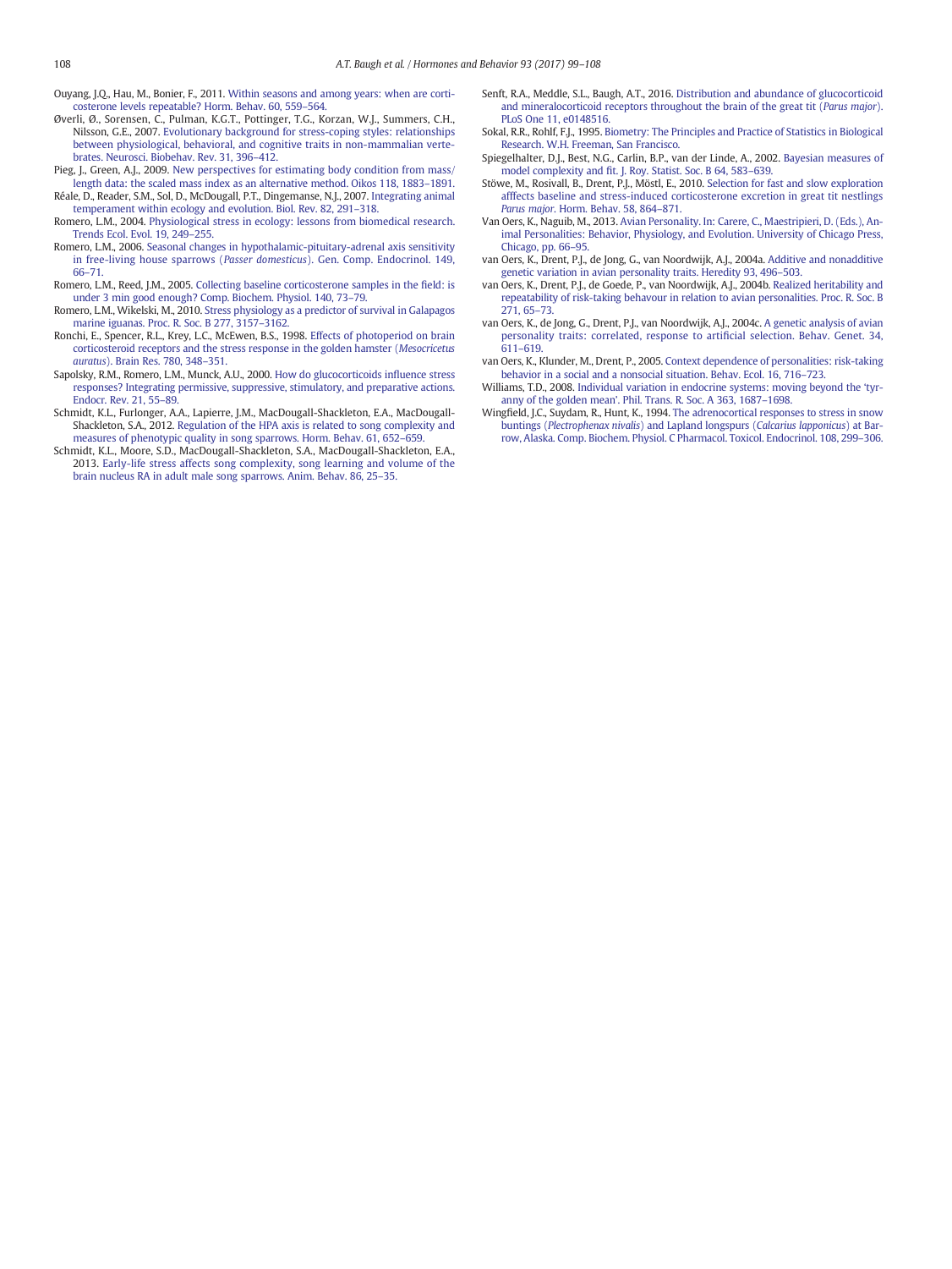Ouyang, J.Q., Hau, M., Bonier, F., 2011. Within seasons and among years: when are corticosterone levels repeatable? Horm. Behav. 60, 559–564.

Øverli, Ø., Sorensen, C., Pulman, K.G.T., Pottinger, T.G., Korzan, W.J., Summers, C.H., Nilsson, G.E., 2007. Evolutionary background for stress-coping styles: relationships between physiological, behavioral, and cognitive traits in non-mammalian vertebrates. Neurosci. Biobehav. Rev. 31, 396–412.

Pieg, J., Green, A.J., 2009. New perspectives for estimating body condition from mass/length data: the scaled mass index as an alternative method. Oikos 118, 1883–1891.

Réale, D., Reader, S.M., Sol, D., McDougall, P.T., Dingemanse, N.J., 2007. Integrating animal temperament within ecology and evolution. Biol. Rev. 82, 291–318.

Romero, L.M., 2004. Physiological stress in ecology: lessons from biomedical research. Trends Ecol. Evol. 19, 249–255.

Romero, L.M., 2006. Seasonal changes in hypothalamic-pituitary-adrenal axis sensitivity in free-living house sparrows (*Passer domesticus*). Gen. Comp. Endocrinol. 149, 66–71.

Romero, L.M., Reed, J.M., 2005. Collecting baseline corticosterone samples in the field: is under 3 min good enough? Comp. Biochem. Physiol. 140, 73–79.

Romero, L.M., Wikelski, M., 2010. Stress physiology as a predictor of survival in Galapagos marine iguanas. Proc. R. Soc. B 277, 3157–3162.

Ronchi, E., Spencer, R.L., Krey, L.C., McEwen, B.S., 1998. Effects of photoperiod on brain corticosteroid receptors and the stress response in the golden hamster (*Mesocricetus auratus*). Brain Res. 780, 348–351.

Sapolsky, R.M., Romero, L.M., Munck, A.U., 2000. How do glucocorticoids influence stress responses? Integrating permissive, suppressive, stimulatory, and preparative actions. Endocr. Rev. 21, 55–89.

Schmidt, K.L., Furlonger, A.A., Lapierre, J.M., MacDougall-Shackleton, E.A., MacDougall-Shackleton, S.A., 2012. Regulation of the HPA axis is related to song complexity and measures of phenotypic quality in song sparrows. Horm. Behav. 61, 652–659.

Schmidt, K.L., Moore, S.D., MacDougall-Shackleton, S.A., MacDougall-Shackleton, E.A., 2013. Early-life stress affects song complexity, song learning and volume of the brain nucleus RA in adult male song sparrows. Anim. Behav. 86, 25–35.

Senft, R.A., Meddle, S.L., Baugh, A.T., 2016. Distribution and abundance of glucocorticoid and mineralocorticoid receptors throughout the brain of the great tit (*Parus major*). PLoS One 11, e0148516.

Sokal, R.R., Rohlf, F.J., 1995. Biometry: The Principles and Practice of Statistics in Biological Research. W.H. Freeman, San Francisco.

Spiegelhalter, D.J., Best, N.G., Carlin, B.P., van der Linde, A., 2002. Bayesian measures of model complexity and fit. J. Roy. Statist. Soc. B 64, 583–639.

Stöwe, M., Rosivall, B., Drent, P.J., Möstl, E., 2010. Selection for fast and slow exploration afffects baseline and stress-induced corticosterone excretion in great tit nestlings *Parus major*. Horm. Behav. 58, 864–871.

Van Oers, K., Naguib, M., 2013. Avian Personality. In: Carere, C., Maestripieri, D. (Eds.), Animal Personalities: Behavior, Physiology, and Evolution. University of Chicago Press, Chicago, pp. 66–95.

van Oers, K., Drent, P.J., de Jong, G., van Noordwijk, A.J., 2004a. Additive and nonadditive genetic variation in avian personality traits. Heredity 93, 496–503.

van Oers, K., Drent, P.J., de Goede, P., van Noordwijk, A.J., 2004b. Realized heritability and repeatability of risk-taking behaviour in relation to avian personalities. Proc. R. Soc. B 271, 65–73.

van Oers, K., de Jong, G., Drent, P.J., van Noordwijk, A.J., 2004c. A genetic analysis of avian personality traits: correlated, response to artificial selection. Behav. Genet. 34, 611–619.

van Oers, K., Klunder, M., Drent, P., 2005. Context dependence of personalities: risk-taking behavior in a social and a nonsocial situation. Behav. Ecol. 16, 716–723.

Williams, T.D., 2008. Individual variation in endocrine systems: moving beyond the 'tyranny of the golden mean'. Phil. Trans. R. Soc. A 363, 1687–1698.

Wingfield, J.C., Suydam, R., Hunt, K., 1994. The adrenocortical responses to stress in snow buntings (*Plectrophenax nivalis*) and Lapland longspurs (*Calcarius lapponicus*) at Barrow, Alaska. Comp. Biochem. Physiol. C Pharmacol. Toxicol. Endocrinol. 108, 299–306.